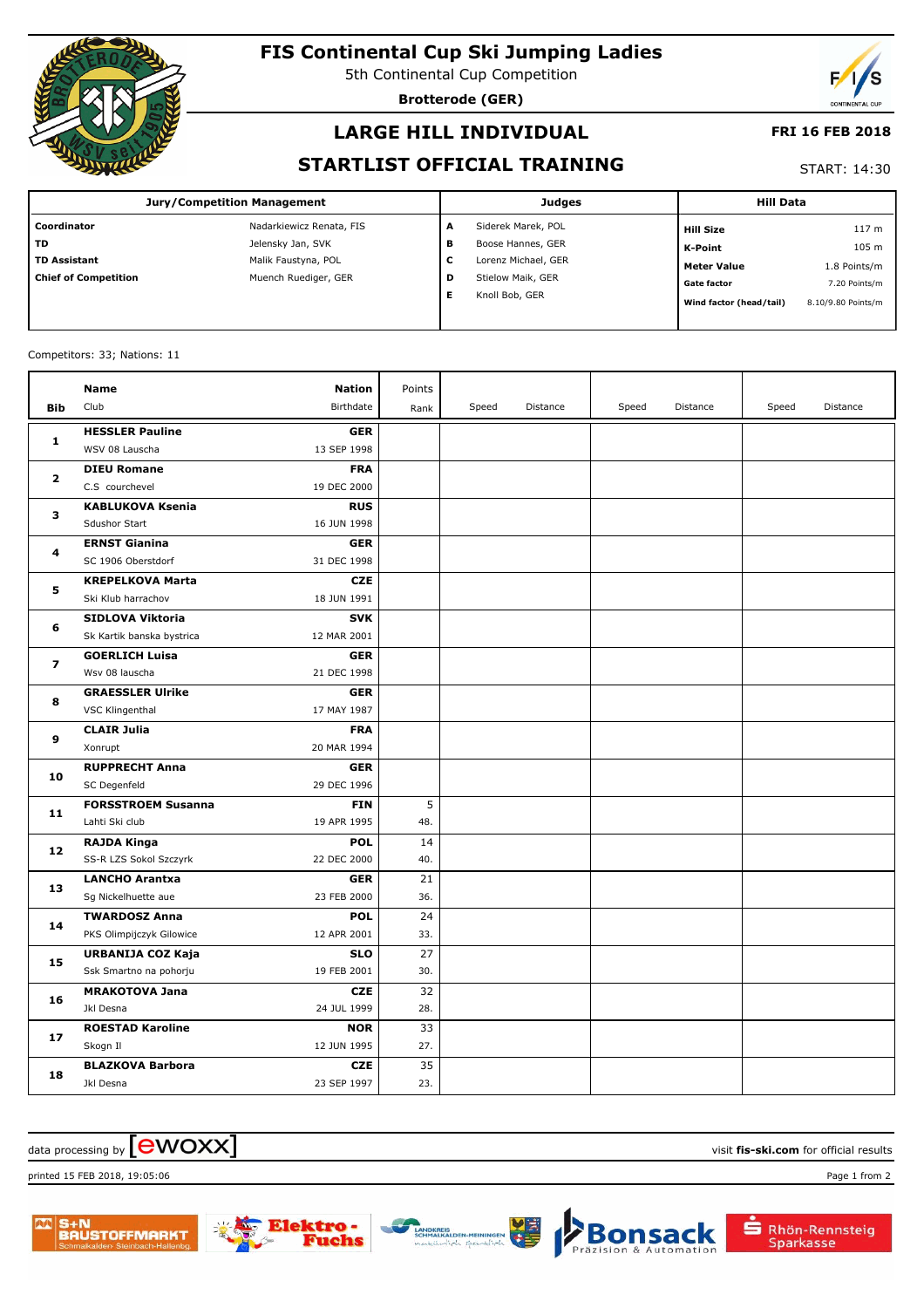# FIS Continental Cup Ski Jumping Ladies

5th Continental Cup Competition

**Brotterode (GER)**

## LARGE HILL INDIVIDUAL

**FRI 16 FEB 2018**

## STARTLIST OFFICIAL TRAINING

START: 14:30

| Jury/Competition Management | | Judges | | Hill Data | |
|---|---|---|---|---|---|
| **Coordinator** | Nadarkiewicz Renata, FIS | **A** | Siderek Marek, POL | **Hill Size** | 117 m |
| **TD** | Jelensky Jan, SVK | **B** | Boose Hannes, GER | **K-Point** | 105 m |
| **TD Assistant** | Malik Faustyna, POL | **C** | Lorenz Michael, GER | **Meter Value** | 1.8 Points/m |
| **Chief of Competition** | Muench Ruediger, GER | **D** | Stielow Maik, GER | **Gate factor** | 7.20 Points/m |
| | | **E** | Knoll Bob, GER | **Wind factor (head/tail)** | 8.10/9.80 Points/m |

Competitors: 33; Nations: 11

| Bib | Name / Club | Nation / Birthdate | Points / Rank | Speed | Distance | Speed | Distance | Speed | Distance |
|---|---|---|---|---|---|---|---|---|---|
| 1 | **HESSLER Pauline** <br> WSV 08 Lauscha | **GER** <br> 13 SEP 1998 | | | | | | | |
| 2 | **DIEU Romane** <br> C.S courchevel | **FRA** <br> 19 DEC 2000 | | | | | | | |
| 3 | **KABLUKOVA Ksenia** <br> Sdushor Start | **RUS** <br> 16 JUN 1998 | | | | | | | |
| 4 | **ERNST Gianina** <br> SC 1906 Oberstdorf | **GER** <br> 31 DEC 1998 | | | | | | | |
| 5 | **KREPELKOVA Marta** <br> Ski Klub harrachov | **CZE** <br> 18 JUN 1991 | | | | | | | |
| 6 | **SIDLOVA Viktoria** <br> Sk Kartik banska bystrica | **SVK** <br> 12 MAR 2001 | | | | | | | |
| 7 | **GOERLICH Luisa** <br> Wsv 08 lauscha | **GER** <br> 21 DEC 1998 | | | | | | | |
| 8 | **GRAESSLER Ulrike** <br> VSC Klingenthal | **GER** <br> 17 MAY 1987 | | | | | | | |
| 9 | **CLAIR Julia** <br> Xonrupt | **FRA** <br> 20 MAR 1994 | | | | | | | |
| 10 | **RUPPRECHT Anna** <br> SC Degenfeld | **GER** <br> 29 DEC 1996 | | | | | | | |
| 11 | **FORSSTROEM Susanna** <br> Lahti Ski club | **FIN** <br> 19 APR 1995 | 5 <br> 48. | | | | | | |
| 12 | **RAJDA Kinga** <br> SS-R LZS Sokol Szczyrk | **POL** <br> 22 DEC 2000 | 14 <br> 40. | | | | | | |
| 13 | **LANCHO Arantxa** <br> Sg Nickelhuette aue | **GER** <br> 23 FEB 2000 | 21 <br> 36. | | | | | | |
| 14 | **TWARDOSZ Anna** <br> PKS Olimpijczyk Gilowice | **POL** <br> 12 APR 2001 | 24 <br> 33. | | | | | | |
| 15 | **URBANIJA COZ Kaja** <br> Ssk Smartno na pohorju | **SLO** <br> 19 FEB 2001 | 27 <br> 30. | | | | | | |
| 16 | **MRAKOTOVA Jana** <br> Jkl Desna | **CZE** <br> 24 JUL 1999 | 32 <br> 28. | | | | | | |
| 17 | **ROESTAD Karoline** <br> Skogn Il | **NOR** <br> 12 JUN 1995 | 33 <br> 27. | | | | | | |
| 18 | **BLAZKOVA Barbora** <br> Jkl Desna | **CZE** <br> 23 SEP 1997 | 35 <br> 23. | | | | | | |

data processing by ewoxx — visit **fis-ski.com** for official results

printed 15 FEB 2018, 19:05:06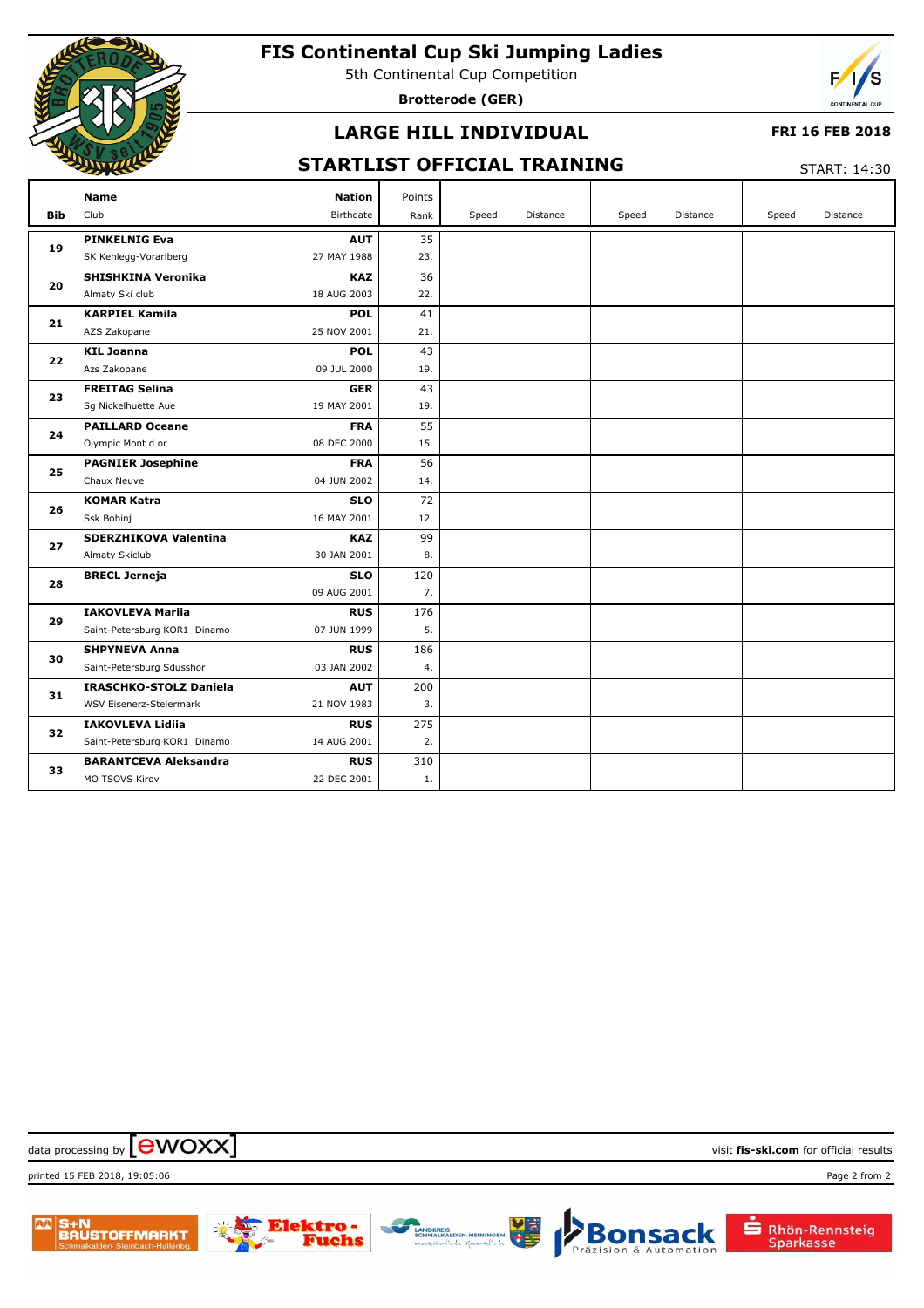# FIS Continental Cup Ski Jumping Ladies

5th Continental Cup Competition

**Brotterode (GER)**

## LARGE HILL INDIVIDUAL

**FRI 16 FEB 2018**

## STARTLIST OFFICIAL TRAINING

START: 14:30

| Bib | Name / Club | Nation / Birthdate | Points / Rank | Speed | Distance | Speed | Distance | Speed | Distance |
|---|---|---|---|---|---|---|---|---|---|
| 19 | **PINKELNIG Eva** SK Kehlegg-Vorarlberg | **AUT** 27 MAY 1988 | 35 23. | | | | | | |
| 20 | **SHISHKINA Veronika** Almaty Ski club | **KAZ** 18 AUG 2003 | 36 22. | | | | | | |
| 21 | **KARPIEL Kamila** AZS Zakopane | **POL** 25 NOV 2001 | 41 21. | | | | | | |
| 22 | **KIL Joanna** Azs Zakopane | **POL** 09 JUL 2000 | 43 19. | | | | | | |
| 23 | **FREITAG Selina** Sg Nickelhuette Aue | **GER** 19 MAY 2001 | 43 19. | | | | | | |
| 24 | **PAILLARD Oceane** Olympic Mont d or | **FRA** 08 DEC 2000 | 55 15. | | | | | | |
| 25 | **PAGNIER Josephine** Chaux Neuve | **FRA** 04 JUN 2002 | 56 14. | | | | | | |
| 26 | **KOMAR Katra** Ssk Bohinj | **SLO** 16 MAY 2001 | 72 12. | | | | | | |
| 27 | **SDERZHIKOVA Valentina** Almaty Skiclub | **KAZ** 30 JAN 2001 | 99 8. | | | | | | |
| 28 | **BRECL Jerneja** | **SLO** 09 AUG 2001 | 120 7. | | | | | | |
| 29 | **IAKOVLEVA Mariia** Saint-Petersburg KOR1 Dinamo | **RUS** 07 JUN 1999 | 176 5. | | | | | | |
| 30 | **SHPYNEVA Anna** Saint-Petersburg Sdusshor | **RUS** 03 JAN 2002 | 186 4. | | | | | | |
| 31 | **IRASCHKO-STOLZ Daniela** WSV Eisenerz-Steiermark | **AUT** 21 NOV 1983 | 200 3. | | | | | | |
| 32 | **IAKOVLEVA Lidiia** Saint-Petersburg KOR1 Dinamo | **RUS** 14 AUG 2001 | 275 2. | | | | | | |
| 33 | **BARANTCEVA Aleksandra** MO TSOVS Kirov | **RUS** 22 DEC 2001 | 310 1. | | | | | | |

data processing by ewoxx — visit **fis-ski.com** for official results

printed 15 FEB 2018, 19:05:06